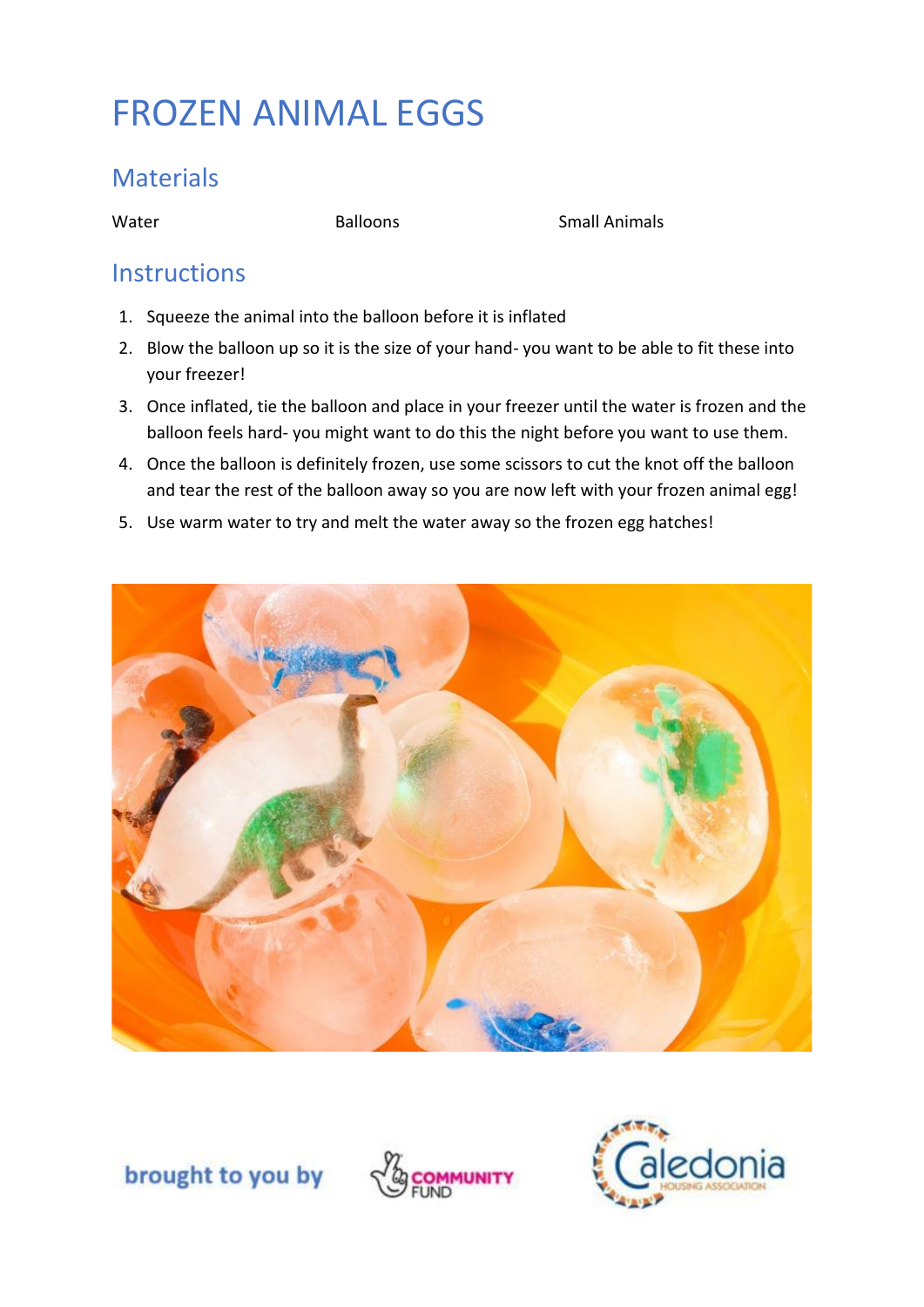# FROZEN ANIMAL EGGS

## Materials

Water

Balloons

Small Animals

## Instructions

1. Squeeze the animal into the balloon before it is inflated
2. Blow the balloon up so it is the size of your hand- you want to be able to fit these into your freezer!
3. Once inflated, tie the balloon and place in your freezer until the water is frozen and the balloon feels hard- you might want to do this the night before you want to use them.
4. Once the balloon is definitely frozen, use some scissors to cut the knot off the balloon and tear the rest of the balloon away so you are now left with your frozen animal egg!
5. Use warm water to try and melt the water away so the frozen egg hatches!

brought to you by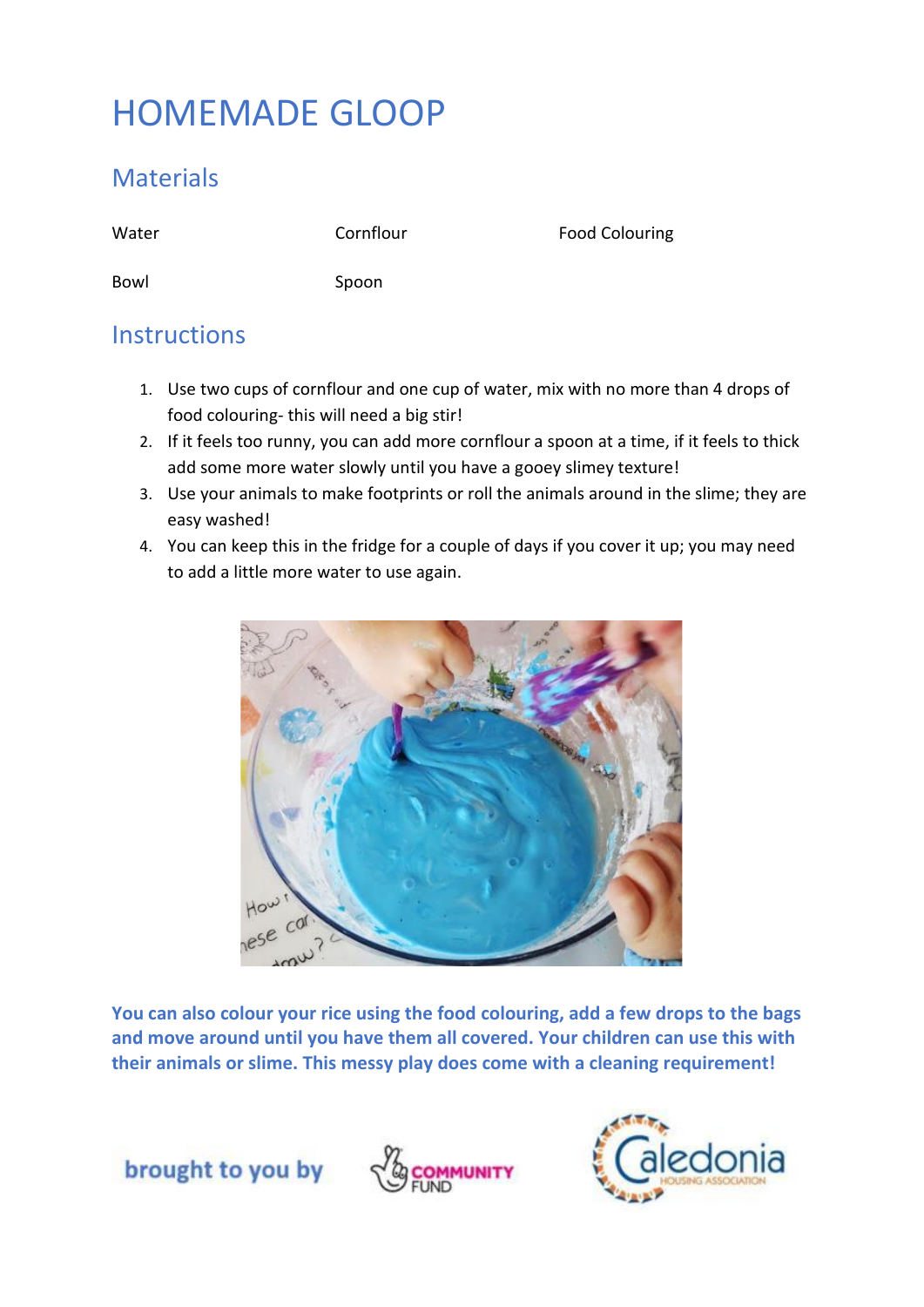# HOMEMADE GLOOP

## Materials

| | | |
|---|---|---|
| Water | Cornflour | Food Colouring |
| Bowl | Spoon | |

## Instructions

1. Use two cups of cornflour and one cup of water, mix with no more than 4 drops of food colouring- this will need a big stir!
2. If it feels too runny, you can add more cornflour a spoon at a time, if it feels to thick add some more water slowly until you have a gooey slimey texture!
3. Use your animals to make footprints or roll the animals around in the slime; they are easy washed!
4. You can keep this in the fridge for a couple of days if you cover it up; you may need to add a little more water to use again.

**You can also colour your rice using the food colouring, add a few drops to the bags and move around until you have them all covered. Your children can use this with their animals or slime. This messy play does come with a cleaning requirement!**

brought to you by

COMMUNITY FUND

Caledonia HOUSING ASSOCIATION